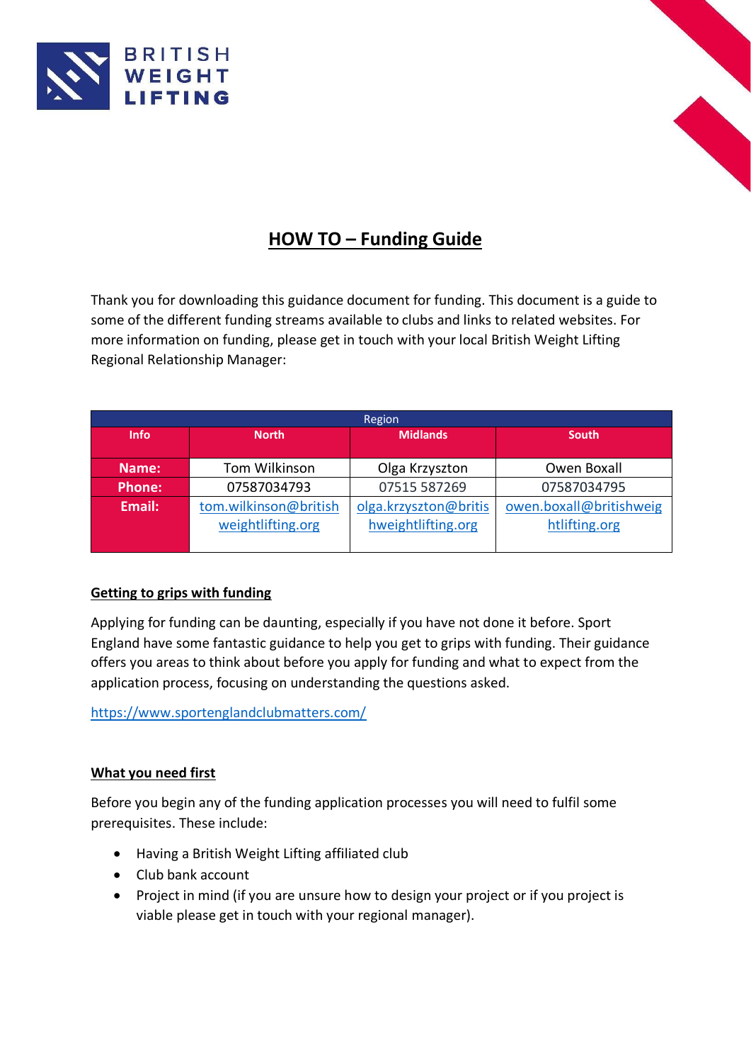BRITISH WEIGHT LIFTING

# HOW TO – Funding Guide

Thank you for downloading this guidance document for funding. This document is a guide to some of the different funding streams available to clubs and links to related websites. For more information on funding, please get in touch with your local British Weight Lifting Regional Relationship Manager:

| | Region | | |
|---|---|---|---|
| **Info** | **North** | **Midlands** | **South** |
| **Name:** | Tom Wilkinson | Olga Krzyszton | Owen Boxall |
| **Phone:** | 07587034793 | 07515 587269 | 07587034795 |
| **Email:** | tom.wilkinson@britishweightlifting.org | olga.krzyszton@britishweightlifting.org | owen.boxall@britishweightlifting.org |

## Getting to grips with funding

Applying for funding can be daunting, especially if you have not done it before. Sport England have some fantastic guidance to help you get to grips with funding. Their guidance offers you areas to think about before you apply for funding and what to expect from the application process, focusing on understanding the questions asked.

https://www.sportenglandclubmatters.com/

## What you need first

Before you begin any of the funding application processes you will need to fulfil some prerequisites. These include:

- Having a British Weight Lifting affiliated club
- Club bank account
- Project in mind (if you are unsure how to design your project or if you project is viable please get in touch with your regional manager).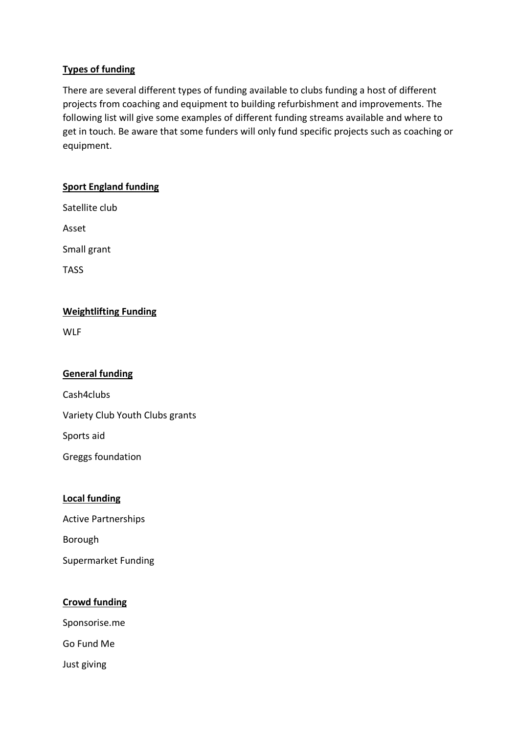**Types of funding**

There are several different types of funding available to clubs funding a host of different projects from coaching and equipment to building refurbishment and improvements. The following list will give some examples of different funding streams available and where to get in touch. Be aware that some funders will only fund specific projects such as coaching or equipment.

**Sport England funding**

Satellite club

Asset

Small grant

TASS

**Weightlifting Funding**

WLF

**General funding**

Cash4clubs

Variety Club Youth Clubs grants

Sports aid

Greggs foundation

**Local funding**

Active Partnerships

Borough

Supermarket Funding

**Crowd funding**

Sponsorise.me

Go Fund Me

Just giving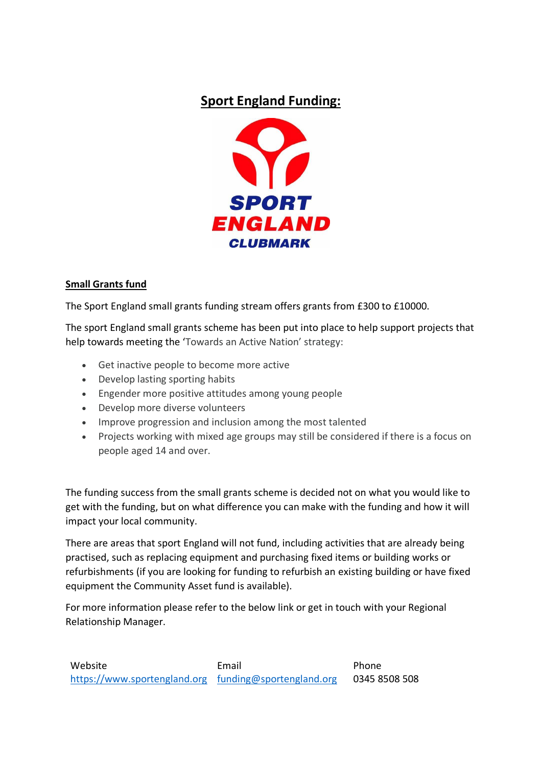# Sport England Funding:

## Small Grants fund

The Sport England small grants funding stream offers grants from £300 to £10000.

The sport England small grants scheme has been put into place to help support projects that help towards meeting the 'Towards an Active Nation' strategy:

- Get inactive people to become more active
- Develop lasting sporting habits
- Engender more positive attitudes among young people
- Develop more diverse volunteers
- Improve progression and inclusion among the most talented
- Projects working with mixed age groups may still be considered if there is a focus on people aged 14 and over.

The funding success from the small grants scheme is decided not on what you would like to get with the funding, but on what difference you can make with the funding and how it will impact your local community.

There are areas that sport England will not fund, including activities that are already being practised, such as replacing equipment and purchasing fixed items or building works or refurbishments (if you are looking for funding to refurbish an existing building or have fixed equipment the Community Asset fund is available).

For more information please refer to the below link or get in touch with your Regional Relationship Manager.

| Website | Email | Phone |
|---|---|---|
| https://www.sportengland.org | funding@sportengland.org | 0345 8508 508 |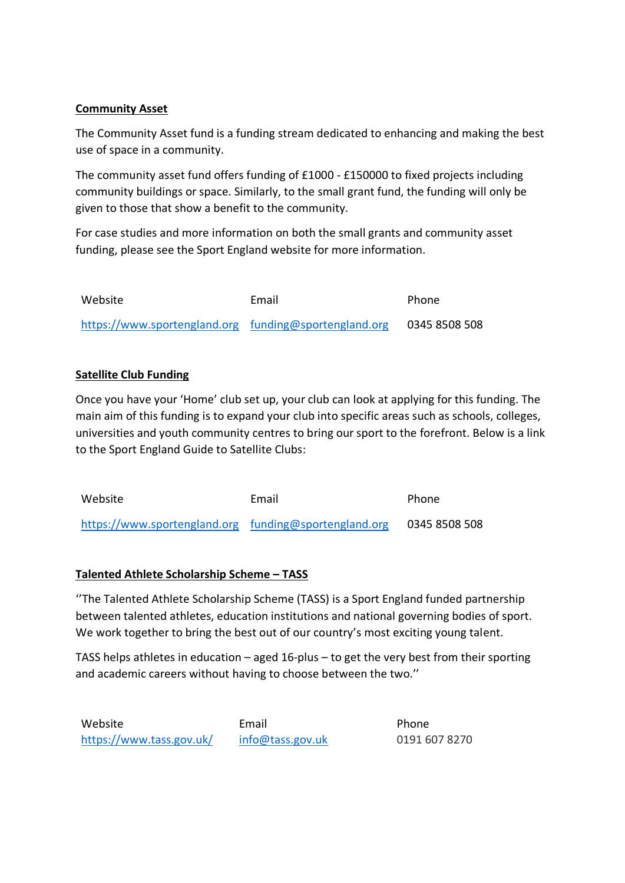**Community Asset**

The Community Asset fund is a funding stream dedicated to enhancing and making the best use of space in a community.

The community asset fund offers funding of £1000 - £150000 to fixed projects including community buildings or space. Similarly, to the small grant fund, the funding will only be given to those that show a benefit to the community.

For case studies and more information on both the small grants and community asset funding, please see the Sport England website for more information.

| Website | Email | Phone |
|---|---|---|
| https://www.sportengland.org | funding@sportengland.org | 0345 8508 508 |

**Satellite Club Funding**

Once you have your 'Home' club set up, your club can look at applying for this funding. The main aim of this funding is to expand your club into specific areas such as schools, colleges, universities and youth community centres to bring our sport to the forefront. Below is a link to the Sport England Guide to Satellite Clubs:

| Website | Email | Phone |
|---|---|---|
| https://www.sportengland.org | funding@sportengland.org | 0345 8508 508 |

**Talented Athlete Scholarship Scheme – TASS**

''The Talented Athlete Scholarship Scheme (TASS) is a Sport England funded partnership between talented athletes, education institutions and national governing bodies of sport. We work together to bring the best out of our country's most exciting young talent.

TASS helps athletes in education – aged 16-plus – to get the very best from their sporting and academic careers without having to choose between the two.''

| Website | Email | Phone |
|---|---|---|
| https://www.tass.gov.uk/ | info@tass.gov.uk | 0191 607 8270 |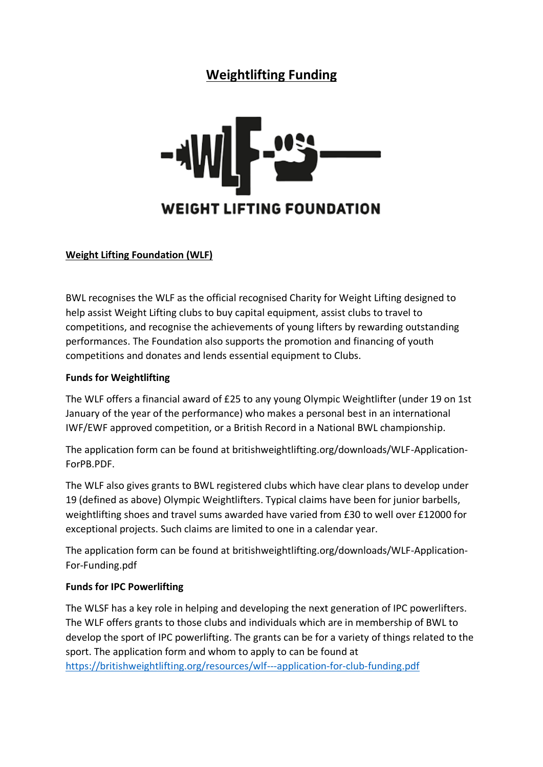# Weightlifting Funding

WEIGHT LIFTING FOUNDATION

## Weight Lifting Foundation (WLF)

BWL recognises the WLF as the official recognised Charity for Weight Lifting designed to help assist Weight Lifting clubs to buy capital equipment, assist clubs to travel to competitions, and recognise the achievements of young lifters by rewarding outstanding performances. The Foundation also supports the promotion and financing of youth competitions and donates and lends essential equipment to Clubs.

### Funds for Weightlifting

The WLF offers a financial award of £25 to any young Olympic Weightlifter (under 19 on 1st January of the year of the performance) who makes a personal best in an international IWF/EWF approved competition, or a British Record in a National BWL championship.

The application form can be found at britishweightlifting.org/downloads/WLF-Application-ForPB.PDF.

The WLF also gives grants to BWL registered clubs which have clear plans to develop under 19 (defined as above) Olympic Weightlifters. Typical claims have been for junior barbells, weightlifting shoes and travel sums awarded have varied from £30 to well over £12000 for exceptional projects. Such claims are limited to one in a calendar year.

The application form can be found at britishweightlifting.org/downloads/WLF-Application-For-Funding.pdf

### Funds for IPC Powerlifting

The WLSF has a key role in helping and developing the next generation of IPC powerlifters. The WLF offers grants to those clubs and individuals which are in membership of BWL to develop the sport of IPC powerlifting. The grants can be for a variety of things related to the sport. The application form and whom to apply to can be found at https://britishweightlifting.org/resources/wlf---application-for-club-funding.pdf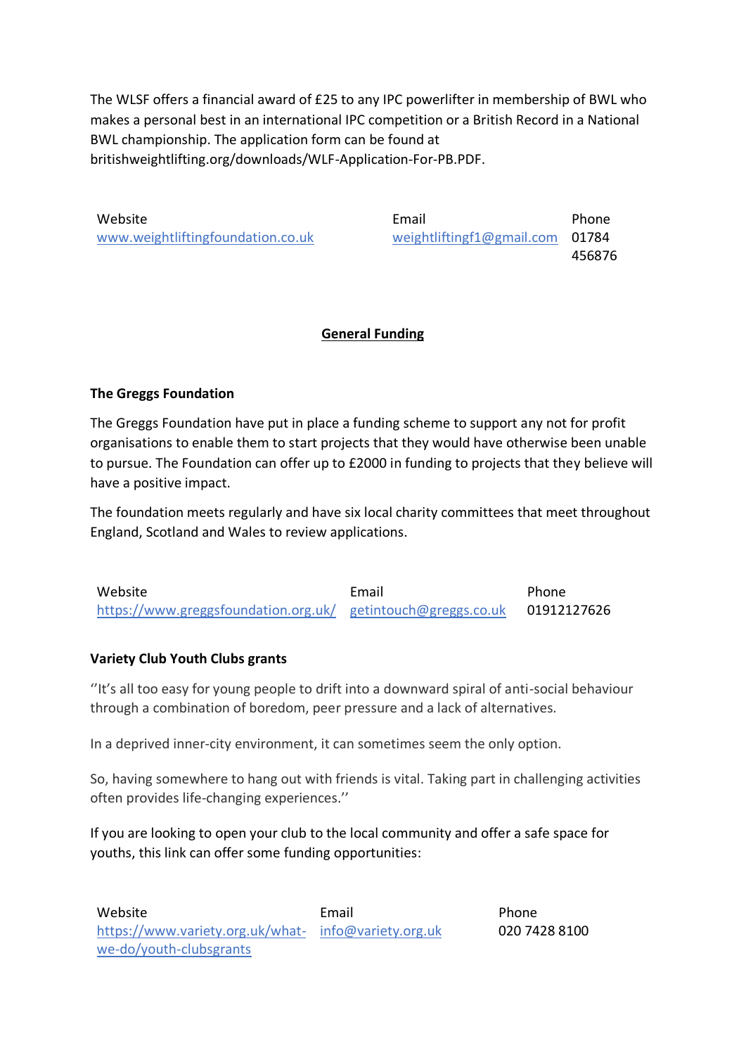The WLSF offers a financial award of £25 to any IPC powerlifter in membership of BWL who makes a personal best in an international IPC competition or a British Record in a National BWL championship. The application form can be found at britishweightlifting.org/downloads/WLF-Application-For-PB.PDF.

| Website | Email | Phone |
|---|---|---|
| www.weightliftingfoundation.co.uk | weightliftingf1@gmail.com | 01784 456876 |

## General Funding

### The Greggs Foundation

The Greggs Foundation have put in place a funding scheme to support any not for profit organisations to enable them to start projects that they would have otherwise been unable to pursue. The Foundation can offer up to £2000 in funding to projects that they believe will have a positive impact.

The foundation meets regularly and have six local charity committees that meet throughout England, Scotland and Wales to review applications.

| Website | Email | Phone |
|---|---|---|
| https://www.greggsfoundation.org.uk/ | getintouch@greggs.co.uk | 01912127626 |

### Variety Club Youth Clubs grants

''It's all too easy for young people to drift into a downward spiral of anti-social behaviour through a combination of boredom, peer pressure and a lack of alternatives.

In a deprived inner-city environment, it can sometimes seem the only option.

So, having somewhere to hang out with friends is vital. Taking part in challenging activities often provides life-changing experiences.''

If you are looking to open your club to the local community and offer a safe space for youths, this link can offer some funding opportunities:

| Website | Email | Phone |
|---|---|---|
| https://www.variety.org.uk/what-we-do/youth-clubsgrants | info@variety.org.uk | 020 7428 8100 |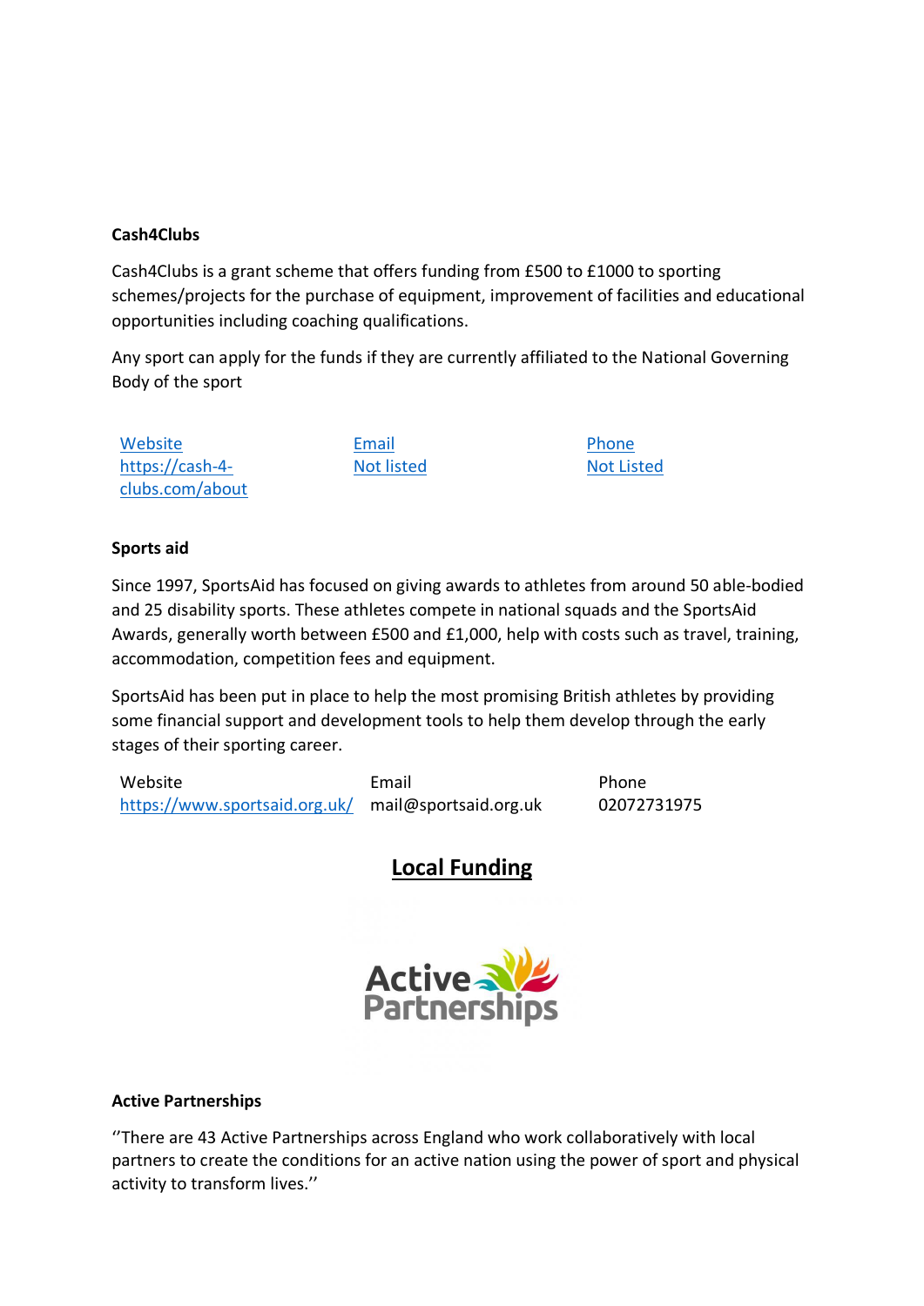**Cash4Clubs**

Cash4Clubs is a grant scheme that offers funding from £500 to £1000 to sporting schemes/projects for the purchase of equipment, improvement of facilities and educational opportunities including coaching qualifications.

Any sport can apply for the funds if they are currently affiliated to the National Governing Body of the sport

| Website | Email | Phone |
| --- | --- | --- |
| https://cash-4-clubs.com/about | Not listed | Not Listed |

**Sports aid**

Since 1997, SportsAid has focused on giving awards to athletes from around 50 able-bodied and 25 disability sports. These athletes compete in national squads and the SportsAid Awards, generally worth between £500 and £1,000, help with costs such as travel, training, accommodation, competition fees and equipment.

SportsAid has been put in place to help the most promising British athletes by providing some financial support and development tools to help them develop through the early stages of their sporting career.

| Website | Email | Phone |
| --- | --- | --- |
| https://www.sportsaid.org.uk/ | mail@sportsaid.org.uk | 02072731975 |

## Local Funding

**Active Partnerships**

''There are 43 Active Partnerships across England who work collaboratively with local partners to create the conditions for an active nation using the power of sport and physical activity to transform lives.''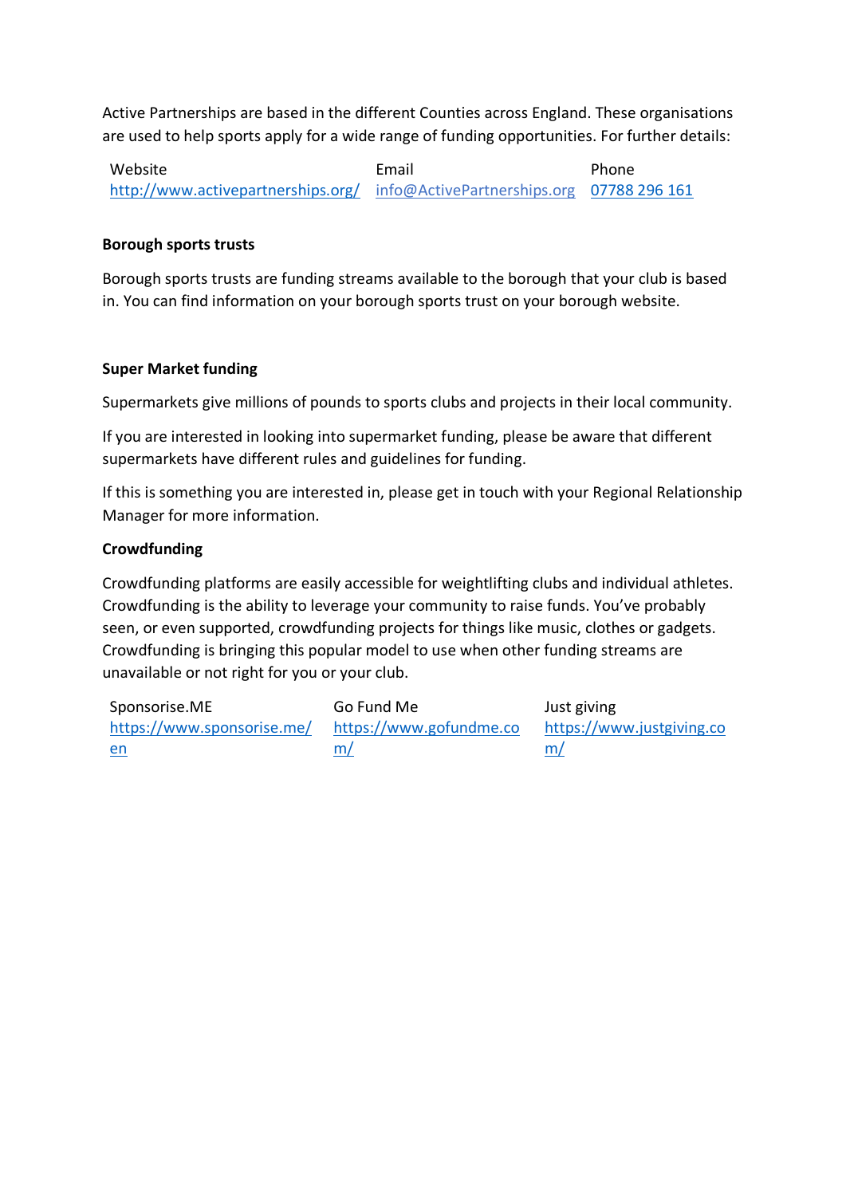Active Partnerships are based in the different Counties across England. These organisations are used to help sports apply for a wide range of funding opportunities. For further details:

| Website | Email | Phone |
| --- | --- | --- |
| http://www.activepartnerships.org/ | info@ActivePartnerships.org | 07788 296 161 |

**Borough sports trusts**

Borough sports trusts are funding streams available to the borough that your club is based in. You can find information on your borough sports trust on your borough website.

**Super Market funding**

Supermarkets give millions of pounds to sports clubs and projects in their local community.

If you are interested in looking into supermarket funding, please be aware that different supermarkets have different rules and guidelines for funding.

If this is something you are interested in, please get in touch with your Regional Relationship Manager for more information.

**Crowdfunding**

Crowdfunding platforms are easily accessible for weightlifting clubs and individual athletes. Crowdfunding is the ability to leverage your community to raise funds. You've probably seen, or even supported, crowdfunding projects for things like music, clothes or gadgets. Crowdfunding is bringing this popular model to use when other funding streams are unavailable or not right for you or your club.

| Sponsorise.ME | Go Fund Me | Just giving |
| --- | --- | --- |
| https://www.sponsorise.me/en | https://www.gofundme.com/ | https://www.justgiving.com/ |